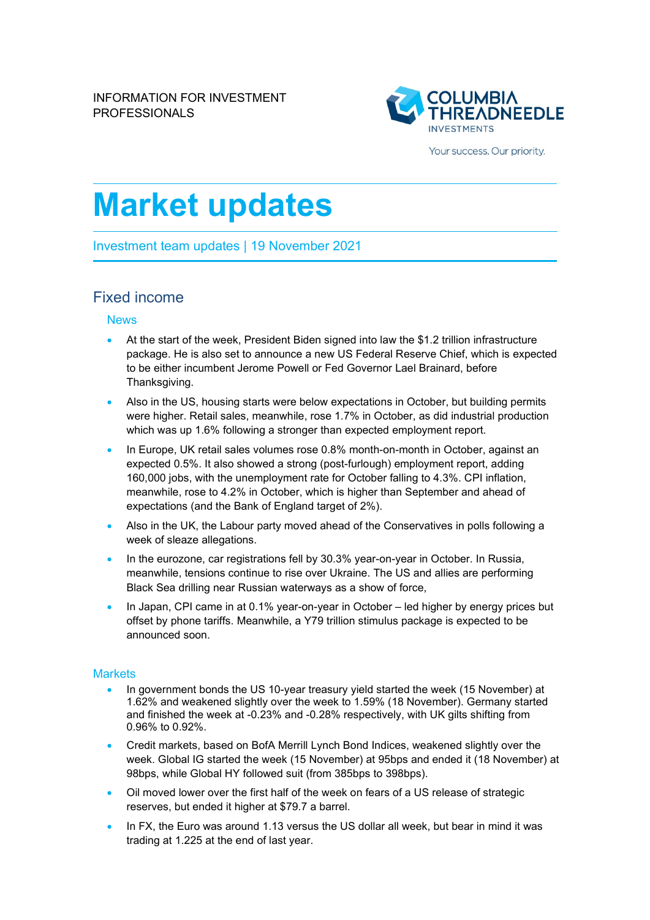INFORMATION FOR INVESTMENT PROFESSIONALS

COLUMBIA THREADNEEDLE INVESTMENTS

Your success. Our priority.

# Market updates

Investment team updates | 19 November 2021

## Fixed income

### News

- At the start of the week, President Biden signed into law the $1.2 trillion infrastructure package. He is also set to announce a new US Federal Reserve Chief, which is expected to be either incumbent Jerome Powell or Fed Governor Lael Brainard, before Thanksgiving.
- Also in the US, housing starts were below expectations in October, but building permits were higher. Retail sales, meanwhile, rose 1.7% in October, as did industrial production which was up 1.6% following a stronger than expected employment report.
- In Europe, UK retail sales volumes rose 0.8% month-on-month in October, against an expected 0.5%. It also showed a strong (post-furlough) employment report, adding 160,000 jobs, with the unemployment rate for October falling to 4.3%. CPI inflation, meanwhile, rose to 4.2% in October, which is higher than September and ahead of expectations (and the Bank of England target of 2%).
- Also in the UK, the Labour party moved ahead of the Conservatives in polls following a week of sleaze allegations.
- In the eurozone, car registrations fell by 30.3% year-on-year in October. In Russia, meanwhile, tensions continue to rise over Ukraine. The US and allies are performing Black Sea drilling near Russian waterways as a show of force,
- In Japan, CPI came in at 0.1% year-on-year in October – led higher by energy prices but offset by phone tariffs. Meanwhile, a Y79 trillion stimulus package is expected to be announced soon.

### Markets

- In government bonds the US 10-year treasury yield started the week (15 November) at 1.62% and weakened slightly over the week to 1.59% (18 November). Germany started and finished the week at -0.23% and -0.28% respectively, with UK gilts shifting from 0.96% to 0.92%.
- Credit markets, based on BofA Merrill Lynch Bond Indices, weakened slightly over the week. Global IG started the week (15 November) at 95bps and ended it (18 November) at 98bps, while Global HY followed suit (from 385bps to 398bps).
- Oil moved lower over the first half of the week on fears of a US release of strategic reserves, but ended it higher at $79.7 a barrel.
- In FX, the Euro was around 1.13 versus the US dollar all week, but bear in mind it was trading at 1.225 at the end of last year.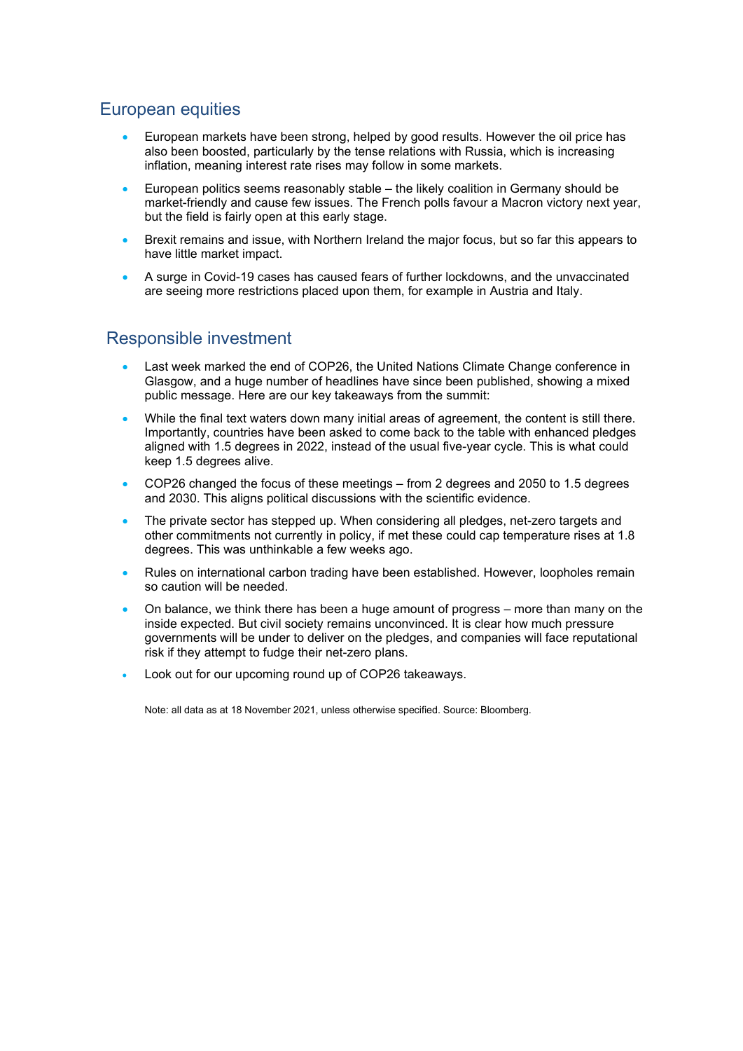## European equities

- European markets have been strong, helped by good results. However the oil price has also been boosted, particularly by the tense relations with Russia, which is increasing inflation, meaning interest rate rises may follow in some markets.
- European politics seems reasonably stable – the likely coalition in Germany should be market-friendly and cause few issues. The French polls favour a Macron victory next year, but the field is fairly open at this early stage.
- Brexit remains and issue, with Northern Ireland the major focus, but so far this appears to have little market impact.
- A surge in Covid-19 cases has caused fears of further lockdowns, and the unvaccinated are seeing more restrictions placed upon them, for example in Austria and Italy.

## Responsible investment

- Last week marked the end of COP26, the United Nations Climate Change conference in Glasgow, and a huge number of headlines have since been published, showing a mixed public message. Here are our key takeaways from the summit:
- While the final text waters down many initial areas of agreement, the content is still there. Importantly, countries have been asked to come back to the table with enhanced pledges aligned with 1.5 degrees in 2022, instead of the usual five-year cycle. This is what could keep 1.5 degrees alive.
- COP26 changed the focus of these meetings – from 2 degrees and 2050 to 1.5 degrees and 2030. This aligns political discussions with the scientific evidence.
- The private sector has stepped up. When considering all pledges, net-zero targets and other commitments not currently in policy, if met these could cap temperature rises at 1.8 degrees. This was unthinkable a few weeks ago.
- Rules on international carbon trading have been established. However, loopholes remain so caution will be needed.
- On balance, we think there has been a huge amount of progress – more than many on the inside expected. But civil society remains unconvinced. It is clear how much pressure governments will be under to deliver on the pledges, and companies will face reputational risk if they attempt to fudge their net-zero plans.
- Look out for our upcoming round up of COP26 takeaways.

Note: all data as at 18 November 2021, unless otherwise specified. Source: Bloomberg.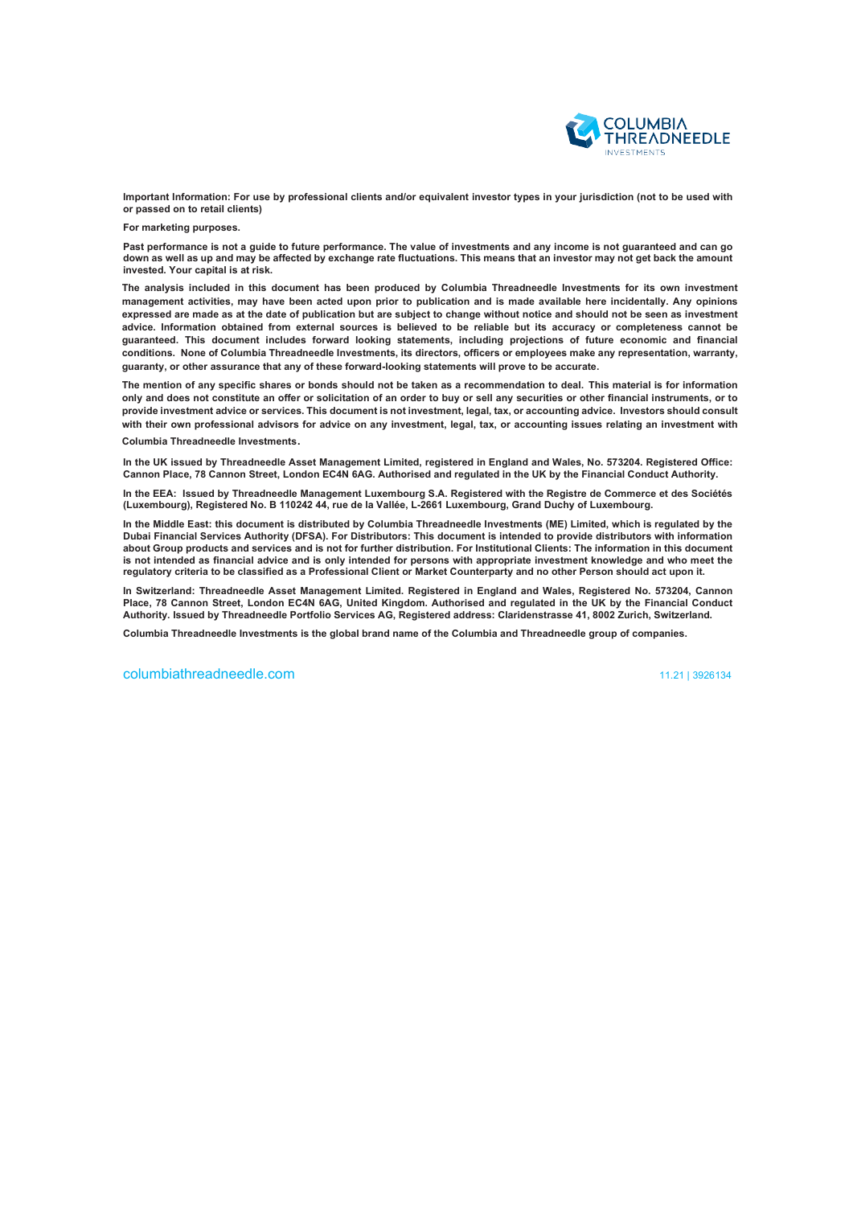**Important Information: For use by professional clients and/or equivalent investor types in your jurisdiction (not to be used with or passed on to retail clients)**

**For marketing purposes.**

**Past performance is not a guide to future performance. The value of investments and any income is not guaranteed and can go down as well as up and may be affected by exchange rate fluctuations. This means that an investor may not get back the amount invested. Your capital is at risk.**

**The analysis included in this document has been produced by Columbia Threadneedle Investments for its own investment management activities, may have been acted upon prior to publication and is made available here incidentally. Any opinions expressed are made as at the date of publication but are subject to change without notice and should not be seen as investment advice. Information obtained from external sources is believed to be reliable but its accuracy or completeness cannot be guaranteed. This document includes forward looking statements, including projections of future economic and financial conditions. None of Columbia Threadneedle Investments, its directors, officers or employees make any representation, warranty, guaranty, or other assurance that any of these forward-looking statements will prove to be accurate.**

**The mention of any specific shares or bonds should not be taken as a recommendation to deal. This material is for information only and does not constitute an offer or solicitation of an order to buy or sell any securities or other financial instruments, or to provide investment advice or services. This document is not investment, legal, tax, or accounting advice. Investors should consult with their own professional advisors for advice on any investment, legal, tax, or accounting issues relating an investment with Columbia Threadneedle Investments.**

**In the UK issued by Threadneedle Asset Management Limited, registered in England and Wales, No. 573204. Registered Office: Cannon Place, 78 Cannon Street, London EC4N 6AG. Authorised and regulated in the UK by the Financial Conduct Authority.**

**In the EEA: Issued by Threadneedle Management Luxembourg S.A. Registered with the Registre de Commerce et des Sociétés (Luxembourg), Registered No. B 110242 44, rue de la Vallée, L-2661 Luxembourg, Grand Duchy of Luxembourg.**

**In the Middle East: this document is distributed by Columbia Threadneedle Investments (ME) Limited, which is regulated by the Dubai Financial Services Authority (DFSA). For Distributors: This document is intended to provide distributors with information about Group products and services and is not for further distribution. For Institutional Clients: The information in this document is not intended as financial advice and is only intended for persons with appropriate investment knowledge and who meet the regulatory criteria to be classified as a Professional Client or Market Counterparty and no other Person should act upon it.**

**In Switzerland: Threadneedle Asset Management Limited. Registered in England and Wales, Registered No. 573204, Cannon Place, 78 Cannon Street, London EC4N 6AG, United Kingdom. Authorised and regulated in the UK by the Financial Conduct Authority. Issued by Threadneedle Portfolio Services AG, Registered address: Claridenstrasse 41, 8002 Zurich, Switzerland.**

**Columbia Threadneedle Investments is the global brand name of the Columbia and Threadneedle group of companies.**

columbiathreadneedle.com

11.21 | 3926134